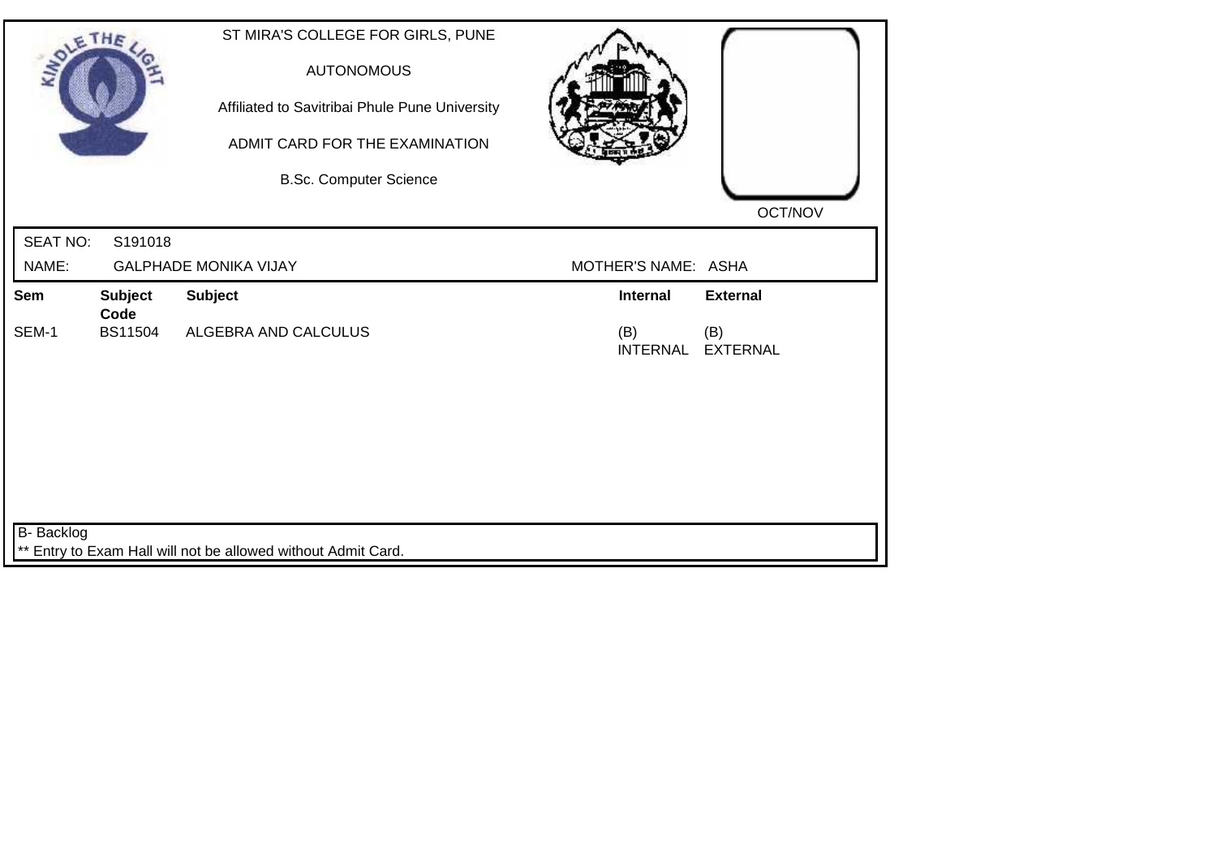ST MIRA'S COLLEGE FOR GIRLS, PUNE

AUTONOMOUS

Affiliated to Savitribai Phule Pune University

ADMIT CARD FOR THE EXAMINATION

B.Sc. Computer Science

OCT/NOV

SEAT NO: S191018

NAME: GALPHADE MONIKA VIJAY

MOTHER'S NAME: ASHA

| Sem | Subject Code | Subject | Internal | External |
|---|---|---|---|---|
| SEM-1 | BS11504 | ALGEBRA AND CALCULUS | (B) INTERNAL | (B) EXTERNAL |

B- Backlog

** Entry to Exam Hall will not be allowed without Admit Card.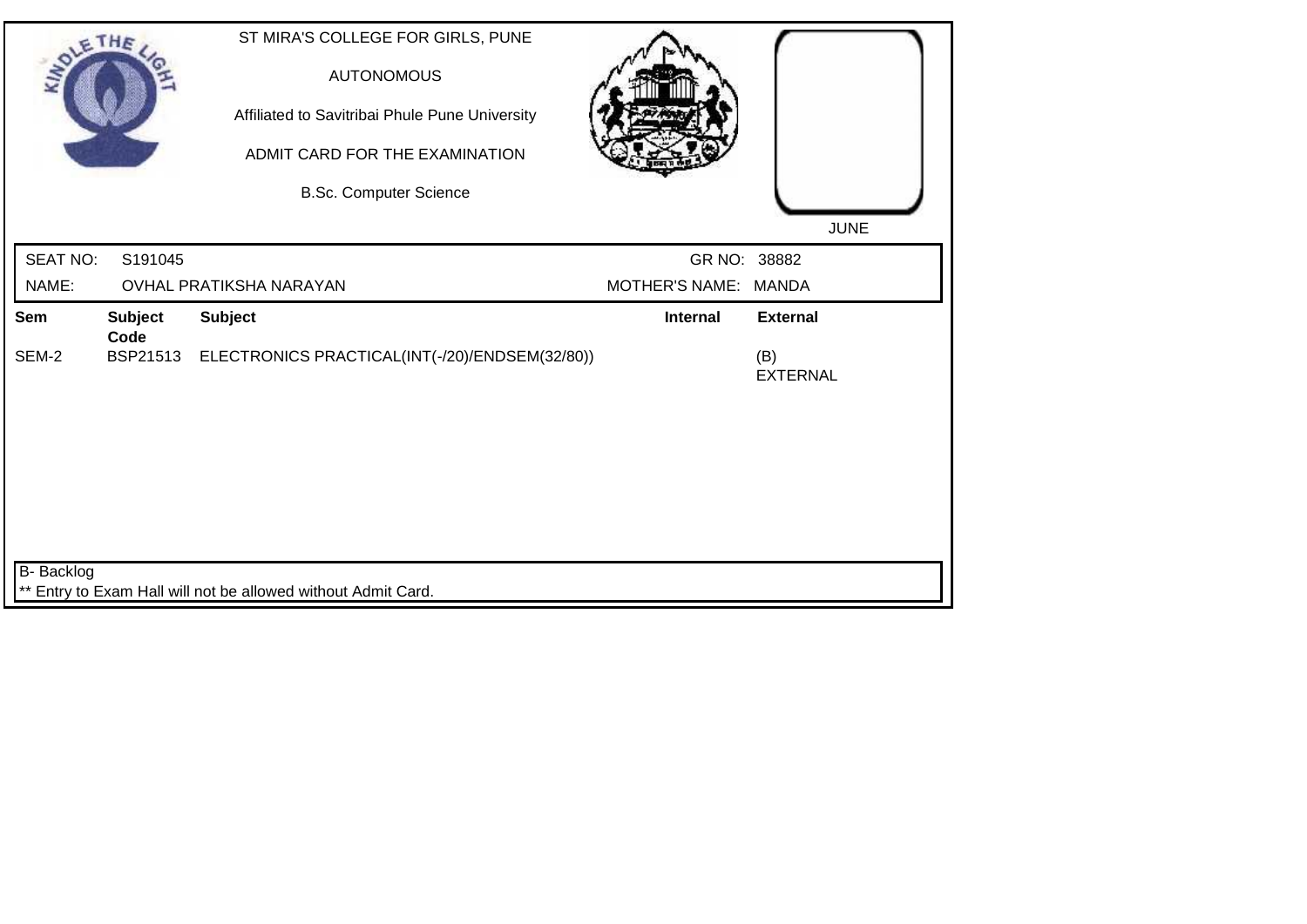ST MIRA'S COLLEGE FOR GIRLS, PUNE

AUTONOMOUS

Affiliated to Savitribai Phule Pune University

ADMIT CARD FOR THE EXAMINATION

B.Sc. Computer Science

JUNE

| SEAT NO: | S191045 | GR NO: | 38882 |
| --- | --- | --- | --- |
| NAME: | OVHAL PRATIKSHA NARAYAN | MOTHER'S NAME: | MANDA |

| Sem | Subject Code | Subject | Internal | External |
| --- | --- | --- | --- | --- |
| SEM-2 | BSP21513 | ELECTRONICS PRACTICAL(INT(-/20)/ENDSEM(32/80)) | | (B) EXTERNAL |

B- Backlog

** Entry to Exam Hall will not be allowed without Admit Card.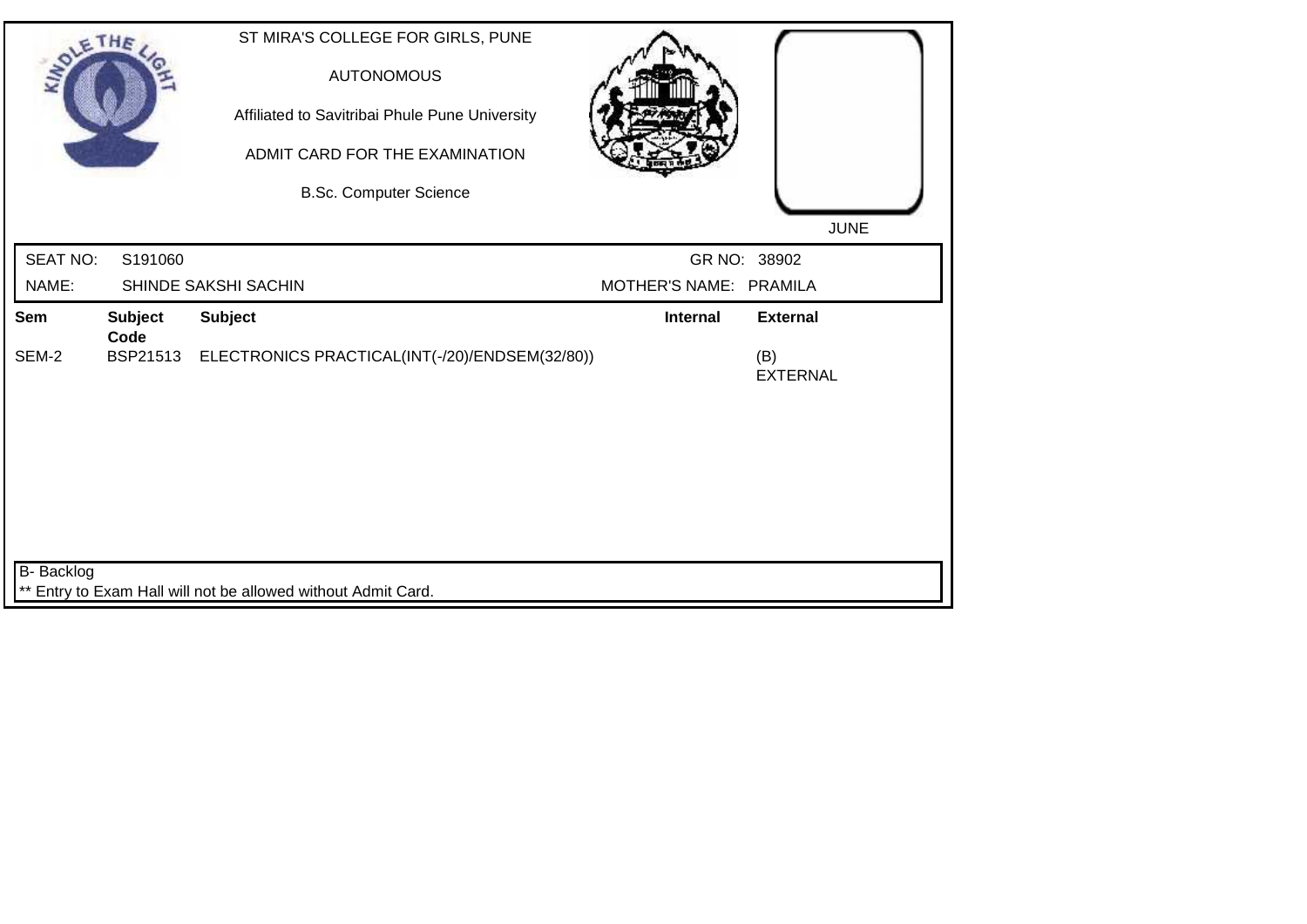ST MIRA'S COLLEGE FOR GIRLS, PUNE

AUTONOMOUS

Affiliated to Savitribai Phule Pune University

ADMIT CARD FOR THE EXAMINATION

B.Sc. Computer Science

JUNE

| SEAT NO: | S191060 | GR NO: | 38902 |
| --- | --- | --- | --- |
| NAME: | SHINDE SAKSHI SACHIN | MOTHER'S NAME: | PRAMILA |

| Sem | Subject Code | Subject | Internal | External |
| --- | --- | --- | --- | --- |
| SEM-2 | BSP21513 | ELECTRONICS PRACTICAL(INT(-/20)/ENDSEM(32/80)) | | (B) EXTERNAL |

B- Backlog

** Entry to Exam Hall will not be allowed without Admit Card.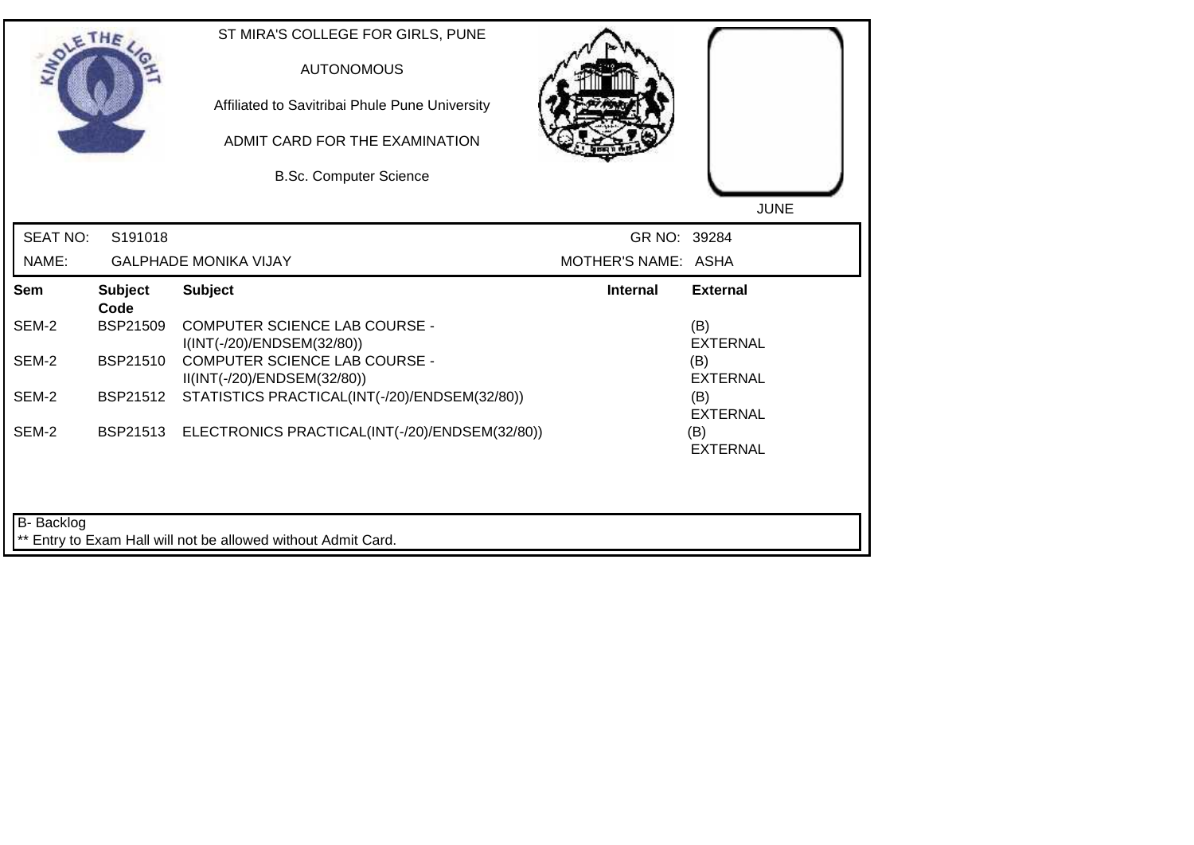ST MIRA'S COLLEGE FOR GIRLS, PUNE

AUTONOMOUS

Affiliated to Savitribai Phule Pune University

ADMIT CARD FOR THE EXAMINATION

B.Sc. Computer Science

JUNE

| SEAT NO: | S191018 | GR NO: | 39284 |
|---|---|---|---|
| NAME: | GALPHADE MONIKA VIJAY | MOTHER'S NAME: | ASHA |

| Sem | Subject Code | Subject | Internal | External |
|---|---|---|---|---|
| SEM-2 | BSP21509 | COMPUTER SCIENCE LAB COURSE - I(INT(-/20)/ENDSEM(32/80)) | | (B) EXTERNAL |
| SEM-2 | BSP21510 | COMPUTER SCIENCE LAB COURSE - II(INT(-/20)/ENDSEM(32/80)) | | (B) EXTERNAL |
| SEM-2 | BSP21512 | STATISTICS PRACTICAL(INT(-/20)/ENDSEM(32/80)) | | (B) EXTERNAL |
| SEM-2 | BSP21513 | ELECTRONICS PRACTICAL(INT(-/20)/ENDSEM(32/80)) | | (B) EXTERNAL |

B- Backlog

** Entry to Exam Hall will not be allowed without Admit Card.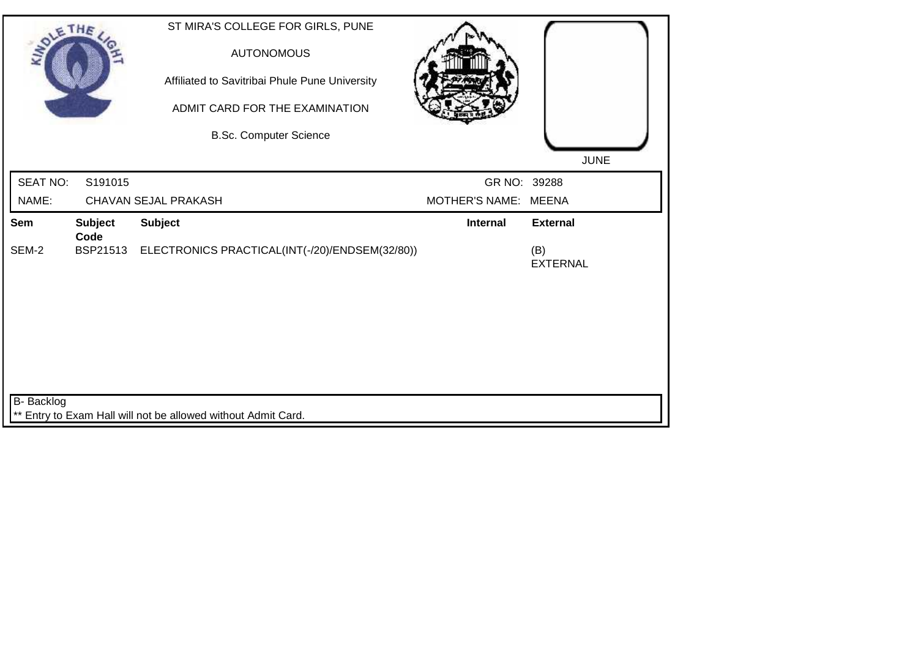ST MIRA'S COLLEGE FOR GIRLS, PUNE

AUTONOMOUS

Affiliated to Savitribai Phule Pune University

ADMIT CARD FOR THE EXAMINATION

B.Sc. Computer Science

JUNE

| | | | |
|---|---|---|---|
| SEAT NO: | S191015 | GR NO: | 39288 |
| NAME: | CHAVAN SEJAL PRAKASH | MOTHER'S NAME: | MEENA |

| Sem | Subject Code | Subject | Internal | External |
|---|---|---|---|---|
| SEM-2 | BSP21513 | ELECTRONICS PRACTICAL(INT(-/20)/ENDSEM(32/80)) | | (B) EXTERNAL |

B- Backlog

** Entry to Exam Hall will not be allowed without Admit Card.